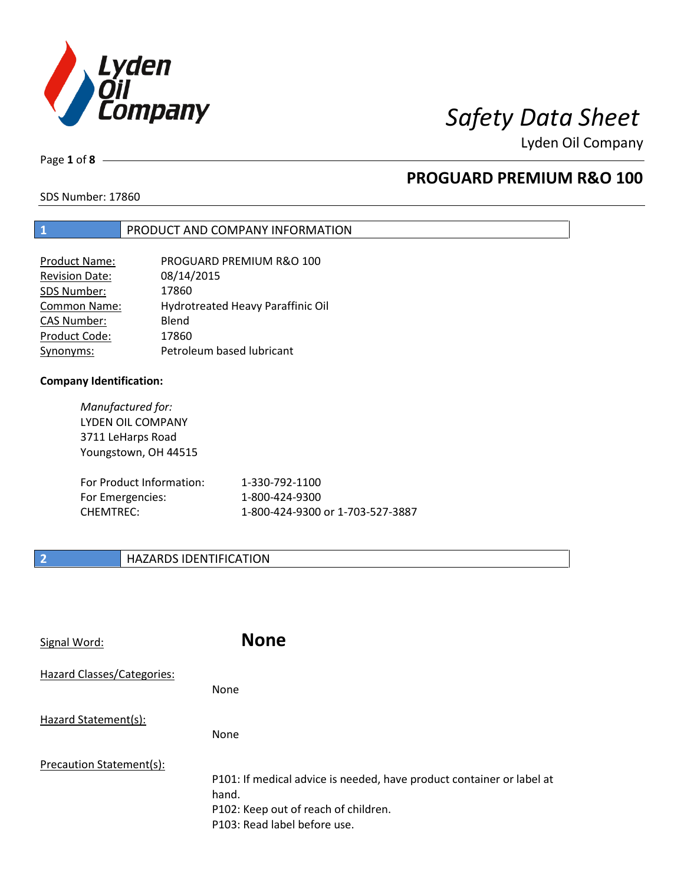# Safety Data Sheet

Lyden Oil Company

## PROGUARD PREMIUM R&O 100

SDS Number: 17860

## 1 PRODUCT AND COMPANY INFORMATION

| | |
|---|---|
| Product Name: | PROGUARD PREMIUM R&O 100 |
| Revision Date: | 08/14/2015 |
| SDS Number: | 17860 |
| Common Name: | Hydrotreated Heavy Paraffinic Oil |
| CAS Number: | Blend |
| Product Code: | 17860 |
| Synonyms: | Petroleum based lubricant |

**Company Identification:**

*Manufactured for:*
LYDEN OIL COMPANY
3711 LeHarps Road
Youngstown, OH 44515

| | |
|---|---|
| For Product Information: | 1-330-792-1100 |
| For Emergencies: | 1-800-424-9300 |
| CHEMTREC: | 1-800-424-9300 or 1-703-527-3887 |

## 2 HAZARDS IDENTIFICATION

Signal Word: **None**

Hazard Classes/Categories:

None

Hazard Statement(s):

None

Precaution Statement(s):

P101: If medical advice is needed, have product container or label at hand.
P102: Keep out of reach of children.
P103: Read label before use.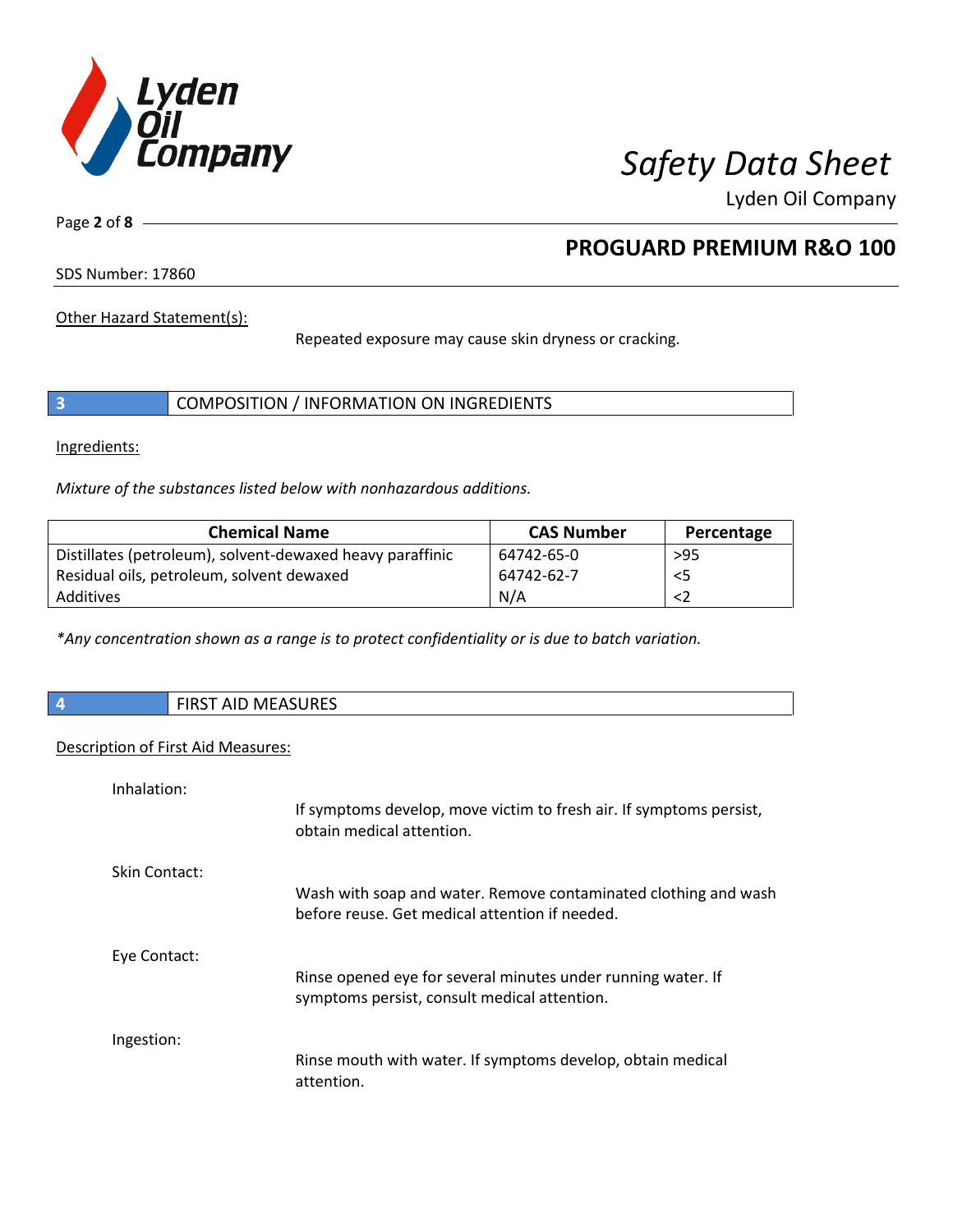Other Hazard Statement(s):

Repeated exposure may cause skin dryness or cracking.

## 3 COMPOSITION / INFORMATION ON INGREDIENTS

Ingredients:

*Mixture of the substances listed below with nonhazardous additions.*

| Chemical Name | CAS Number | Percentage |
|---|---|---|
| Distillates (petroleum), solvent-dewaxed heavy paraffinic | 64742-65-0 | >95 |
| Residual oils, petroleum, solvent dewaxed | 64742-62-7 | <5 |
| Additives | N/A | <2 |

*\*Any concentration shown as a range is to protect confidentiality or is due to batch variation.*

## 4 FIRST AID MEASURES

Description of First Aid Measures:

Inhalation:

If symptoms develop, move victim to fresh air. If symptoms persist, obtain medical attention.

Skin Contact:

Wash with soap and water. Remove contaminated clothing and wash before reuse. Get medical attention if needed.

Eye Contact:

Rinse opened eye for several minutes under running water. If symptoms persist, consult medical attention.

Ingestion:

Rinse mouth with water. If symptoms develop, obtain medical attention.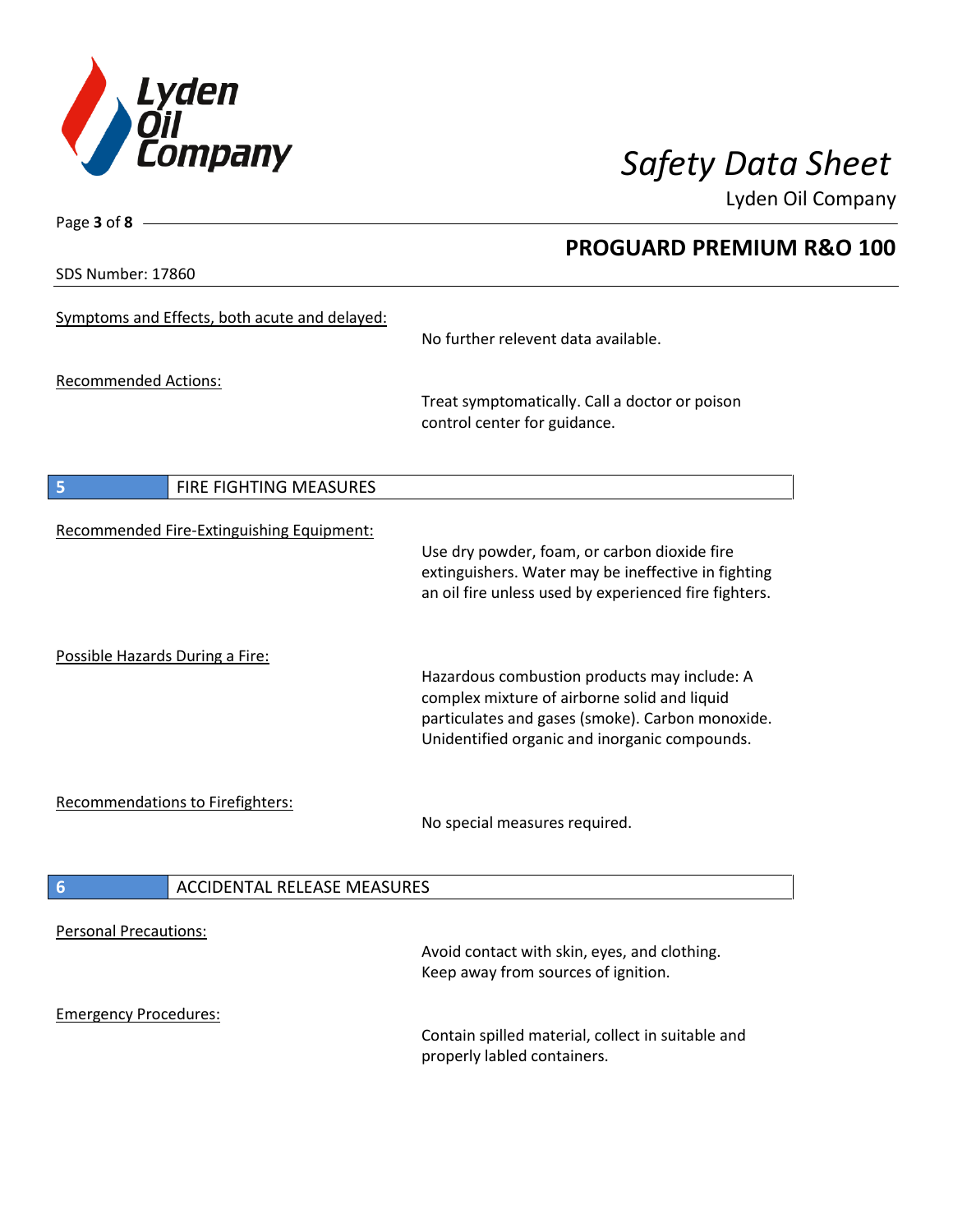SDS Number: 17860

Symptoms and Effects, both acute and delayed:

No further relevent data available.

Recommended Actions:

Treat symptomatically. Call a doctor or poison control center for guidance.

## 5 FIRE FIGHTING MEASURES

Recommended Fire-Extinguishing Equipment:

Use dry powder, foam, or carbon dioxide fire extinguishers. Water may be ineffective in fighting an oil fire unless used by experienced fire fighters.

Possible Hazards During a Fire:

Hazardous combustion products may include: A complex mixture of airborne solid and liquid particulates and gases (smoke). Carbon monoxide. Unidentified organic and inorganic compounds.

Recommendations to Firefighters:

No special measures required.

## 6 ACCIDENTAL RELEASE MEASURES

Personal Precautions:

Avoid contact with skin, eyes, and clothing. Keep away from sources of ignition.

Emergency Procedures:

Contain spilled material, collect in suitable and properly labled containers.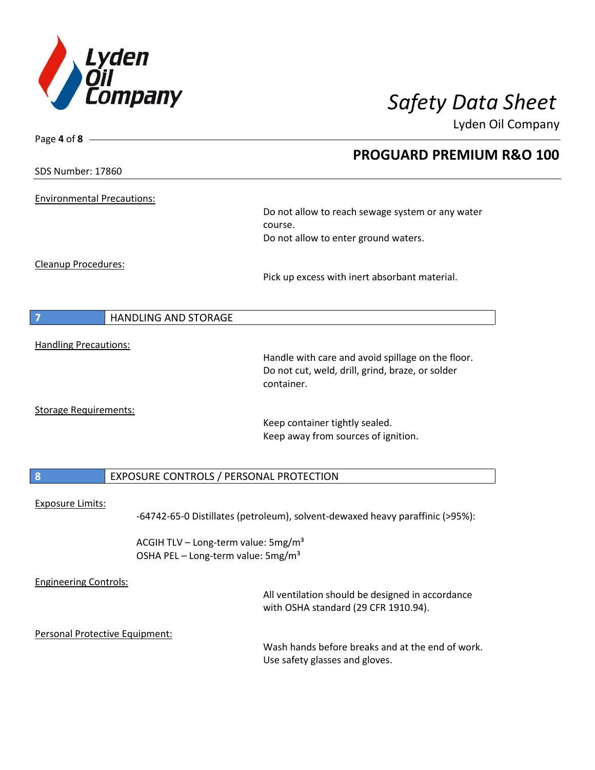## PROGUARD PREMIUM R&O 100

SDS Number: 17860

Environmental Precautions:

Do not allow to reach sewage system or any water course.
Do not allow to enter ground waters.

Cleanup Procedures:

Pick up excess with inert absorbant material.

## 7 HANDLING AND STORAGE

Handling Precautions:

Handle with care and avoid spillage on the floor.
Do not cut, weld, drill, grind, braze, or solder container.

Storage Requirements:

Keep container tightly sealed.
Keep away from sources of ignition.

## 8 EXPOSURE CONTROLS / PERSONAL PROTECTION

Exposure Limits:

-64742-65-0 Distillates (petroleum), solvent-dewaxed heavy paraffinic (>95%):

ACGIH TLV – Long-term value: 5mg/m³
OSHA PEL – Long-term value: 5mg/m³

Engineering Controls:

All ventilation should be designed in accordance with OSHA standard (29 CFR 1910.94).

Personal Protective Equipment:

Wash hands before breaks and at the end of work.
Use safety glasses and gloves.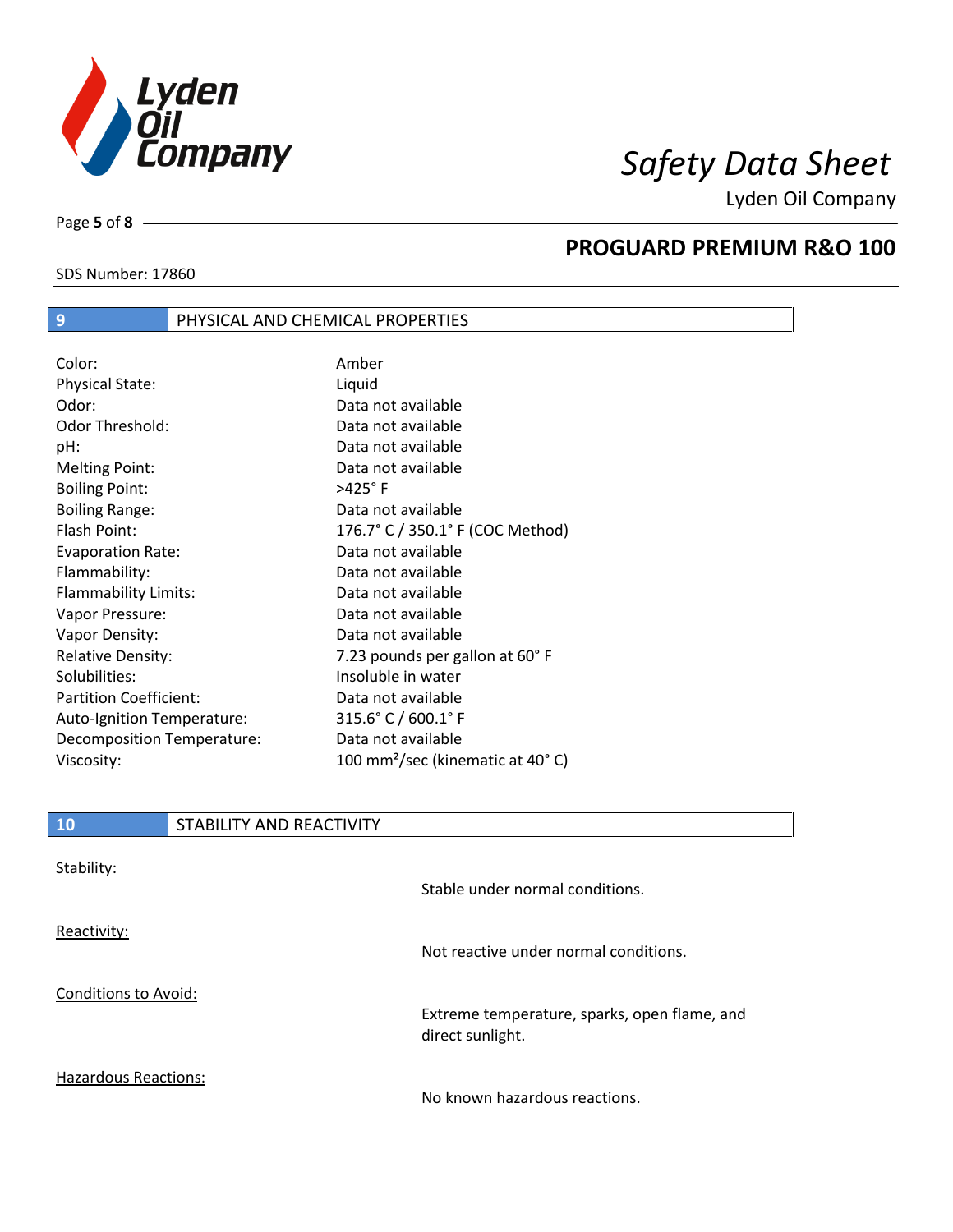## 9 PHYSICAL AND CHEMICAL PROPERTIES

| | |
|---|---|
| Color: | Amber |
| Physical State: | Liquid |
| Odor: | Data not available |
| Odor Threshold: | Data not available |
| pH: | Data not available |
| Melting Point: | Data not available |
| Boiling Point: | >425° F |
| Boiling Range: | Data not available |
| Flash Point: | 176.7° C / 350.1° F (COC Method) |
| Evaporation Rate: | Data not available |
| Flammability: | Data not available |
| Flammability Limits: | Data not available |
| Vapor Pressure: | Data not available |
| Vapor Density: | Data not available |
| Relative Density: | 7.23 pounds per gallon at 60° F |
| Solubilities: | Insoluble in water |
| Partition Coefficient: | Data not available |
| Auto-Ignition Temperature: | 315.6° C / 600.1° F |
| Decomposition Temperature: | Data not available |
| Viscosity: | 100 $mm^2$/sec (kinematic at 40° C) |

## 10 STABILITY AND REACTIVITY

Stability:

Stable under normal conditions.

Reactivity:

Not reactive under normal conditions.

Conditions to Avoid:

Extreme temperature, sparks, open flame, and direct sunlight.

Hazardous Reactions:

No known hazardous reactions.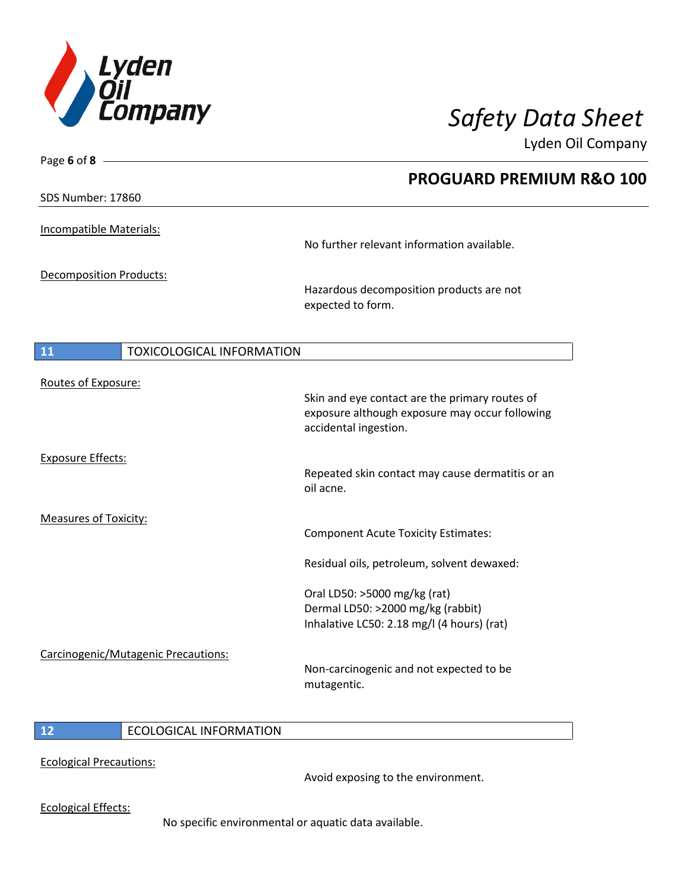Incompatible Materials:

No further relevant information available.

Decomposition Products:

Hazardous decomposition products are not expected to form.

## 11 TOXICOLOGICAL INFORMATION

Routes of Exposure:

Skin and eye contact are the primary routes of exposure although exposure may occur following accidental ingestion.

Exposure Effects:

Repeated skin contact may cause dermatitis or an oil acne.

Measures of Toxicity:

Component Acute Toxicity Estimates:

Residual oils, petroleum, solvent dewaxed:

Oral LD50: >5000 mg/kg (rat)
Dermal LD50: >2000 mg/kg (rabbit)
Inhalative LC50: 2.18 mg/l (4 hours) (rat)

Carcinogenic/Mutagenic Precautions:

Non-carcinogenic and not expected to be mutagentic.

## 12 ECOLOGICAL INFORMATION

Ecological Precautions:

Avoid exposing to the environment.

Ecological Effects:

No specific environmental or aquatic data available.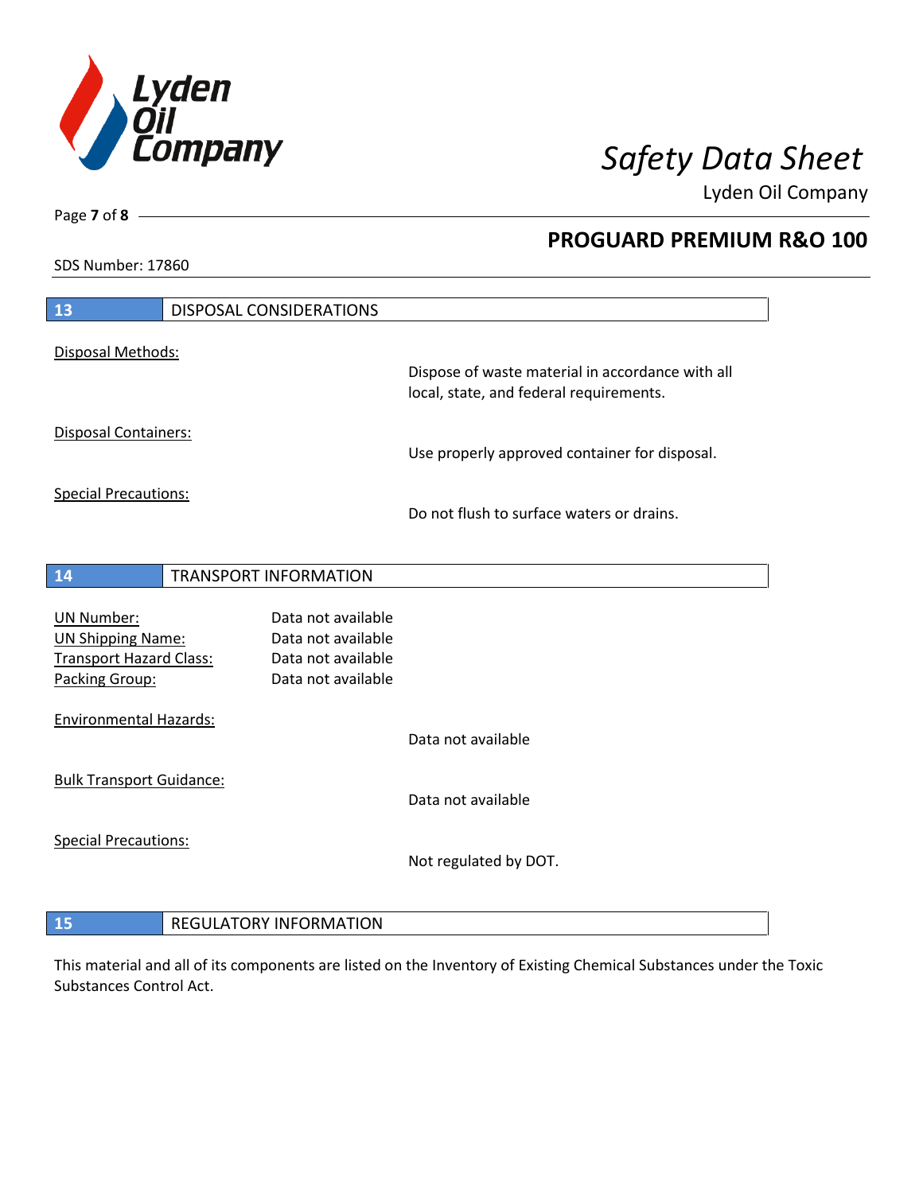## 13 DISPOSAL CONSIDERATIONS

Disposal Methods:

Dispose of waste material in accordance with all local, state, and federal requirements.

Disposal Containers:

Use properly approved container for disposal.

Special Precautions:

Do not flush to surface waters or drains.

## 14 TRANSPORT INFORMATION

| | |
|---|---|
| UN Number: | Data not available |
| UN Shipping Name: | Data not available |
| Transport Hazard Class: | Data not available |
| Packing Group: | Data not available |

Environmental Hazards:

Data not available

Bulk Transport Guidance:

Data not available

Special Precautions:

Not regulated by DOT.

## 15 REGULATORY INFORMATION

This material and all of its components are listed on the Inventory of Existing Chemical Substances under the Toxic Substances Control Act.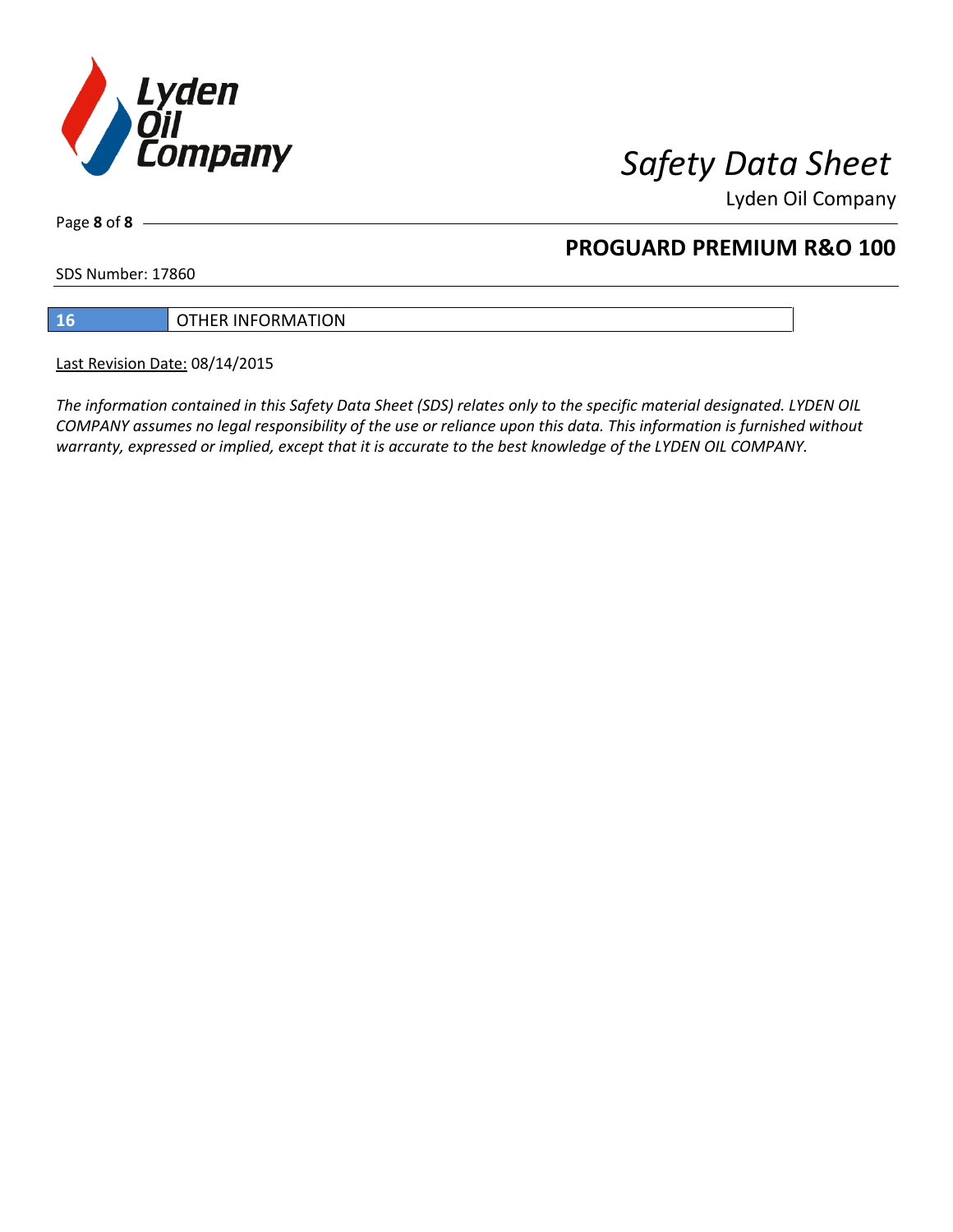## 16 OTHER INFORMATION

Last Revision Date: 08/14/2015

*The information contained in this Safety Data Sheet (SDS) relates only to the specific material designated. LYDEN OIL COMPANY assumes no legal responsibility of the use or reliance upon this data. This information is furnished without warranty, expressed or implied, except that it is accurate to the best knowledge of the LYDEN OIL COMPANY.*